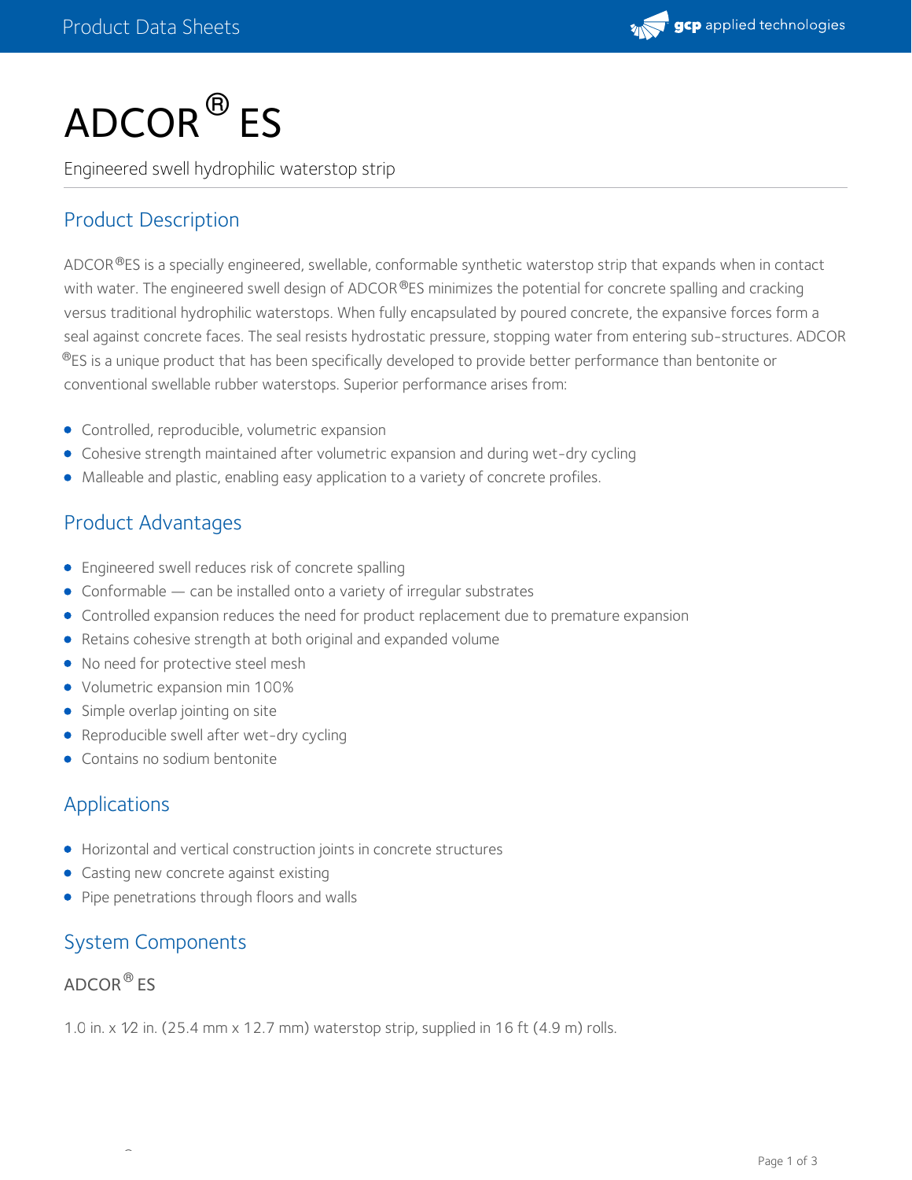# ADCOR® ES

Engineered swell hydrophilic waterstop strip

## Product Description

ADCOR®ES is a specially engineered, swellable, conformable synthetic waterstop strip that expands when in contact with water. The engineered swell design of ADCOR®ES minimizes the potential for concrete spalling and cracking versus traditional hydrophilic waterstops. When fully encapsulated by poured concrete, the expansive forces form a seal against concrete faces. The seal resists hydrostatic pressure, stopping water from entering sub-structures. ADCOR ®ES is a unique product that has been specifically developed to provide better performance than bentonite or conventional swellable rubber waterstops. Superior performance arises from:

- Controlled, reproducible, volumetric expansion
- Cohesive strength maintained after volumetric expansion and during wet-dry cycling
- Malleable and plastic, enabling easy application to a variety of concrete profiles.

## Product Advantages

- Engineered swell reduces risk of concrete spalling
- Conformable — can be installed onto a variety of irregular substrates
- Controlled expansion reduces the need for product replacement due to premature expansion
- Retains cohesive strength at both original and expanded volume
- No need for protective steel mesh
- Volumetric expansion min 100%
- Simple overlap jointing on site
- Reproducible swell after wet-dry cycling
- Contains no sodium bentonite

## Applications

- Horizontal and vertical construction joints in concrete structures
- Casting new concrete against existing
- Pipe penetrations through floors and walls

## System Components

### ADCOR® ES

1.0 in. x ½ in. (25.4 mm x 12.7 mm) waterstop strip, supplied in 16 ft (4.9 m) rolls.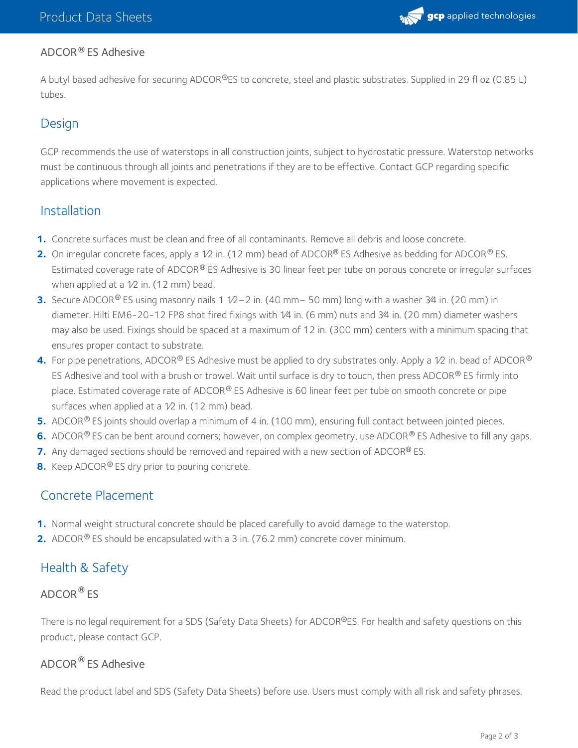## ADCOR® ES Adhesive

A butyl based adhesive for securing ADCOR®ES to concrete, steel and plastic substrates. Supplied in 29 fl oz (0.85 L) tubes.

## Design

GCP recommends the use of waterstops in all construction joints, subject to hydrostatic pressure. Waterstop networks must be continuous through all joints and penetrations if they are to be effective. Contact GCP regarding specific applications where movement is expected.

## Installation

1. Concrete surfaces must be clean and free of all contaminants. Remove all debris and loose concrete.
2. On irregular concrete faces, apply a ½ in. (12 mm) bead of ADCOR® ES Adhesive as bedding for ADCOR® ES. Estimated coverage rate of ADCOR® ES Adhesive is 30 linear feet per tube on porous concrete or irregular surfaces when applied at a ½ in. (12 mm) bead.
3. Secure ADCOR® ES using masonry nails 1 ½–2 in. (40 mm– 50 mm) long with a washer ¾ in. (20 mm) in diameter. Hilti EM6-20-12 FP8 shot fired fixings with ¼ in. (6 mm) nuts and ¾ in. (20 mm) diameter washers may also be used. Fixings should be spaced at a maximum of 12 in. (300 mm) centers with a minimum spacing that ensures proper contact to substrate.
4. For pipe penetrations, ADCOR® ES Adhesive must be applied to dry substrates only. Apply a ½ in. bead of ADCOR® ES Adhesive and tool with a brush or trowel. Wait until surface is dry to touch, then press ADCOR® ES firmly into place. Estimated coverage rate of ADCOR® ES Adhesive is 60 linear feet per tube on smooth concrete or pipe surfaces when applied at a ½ in. (12 mm) bead.
5. ADCOR® ES joints should overlap a minimum of 4 in. (100 mm), ensuring full contact between jointed pieces.
6. ADCOR® ES can be bent around corners; however, on complex geometry, use ADCOR® ES Adhesive to fill any gaps.
7. Any damaged sections should be removed and repaired with a new section of ADCOR® ES.
8. Keep ADCOR® ES dry prior to pouring concrete.

## Concrete Placement

1. Normal weight structural concrete should be placed carefully to avoid damage to the waterstop.
2. ADCOR® ES should be encapsulated with a 3 in. (76.2 mm) concrete cover minimum.

## Health & Safety

### ADCOR® ES

There is no legal requirement for a SDS (Safety Data Sheets) for ADCOR®ES. For health and safety questions on this product, please contact GCP.

### ADCOR® ES Adhesive

Read the product label and SDS (Safety Data Sheets) before use. Users must comply with all risk and safety phrases.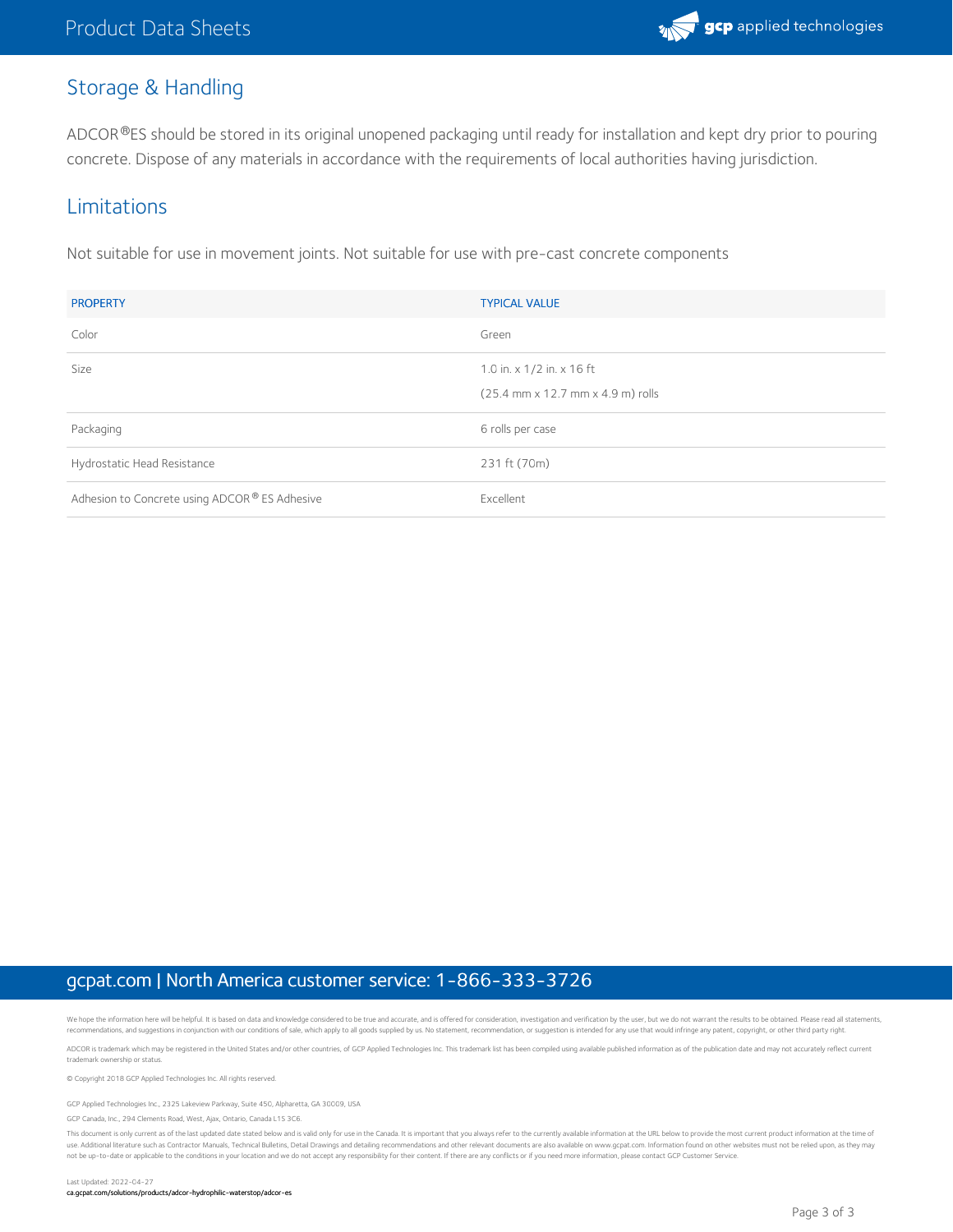## Storage & Handling

ADCOR®ES should be stored in its original unopened packaging until ready for installation and kept dry prior to pouring concrete. Dispose of any materials in accordance with the requirements of local authorities having jurisdiction.

## Limitations

Not suitable for use in movement joints. Not suitable for use with pre-cast concrete components

| PROPERTY | TYPICAL VALUE |
|---|---|
| Color | Green |
| Size | 1.0 in. x 1/2 in. x 16 ft (25.4 mm x 12.7 mm x 4.9 m) rolls |
| Packaging | 6 rolls per case |
| Hydrostatic Head Resistance | 231 ft (70m) |
| Adhesion to Concrete using ADCOR® ES Adhesive | Excellent |

gcpat.com | North America customer service: 1-866-333-3726

We hope the information here will be helpful. It is based on data and knowledge considered to be true and accurate, and is offered for consideration, investigation and verification by the user, but we do not warrant the results to be obtained. Please read all statements, recommendations, and suggestions in conjunction with our conditions of sale, which apply to all goods supplied by us. No statement, recommendation, or suggestion is intended for any use that would infringe any patent, copyright, or other third party right.

ADCOR is trademark which may be registered in the United States and/or other countries, of GCP Applied Technologies Inc. This trademark list has been compiled using available published information as of the publication date and may not accurately reflect current trademark ownership or status.

© Copyright 2018 GCP Applied Technologies Inc. All rights reserved.

GCP Applied Technologies Inc., 2325 Lakeview Parkway, Suite 450, Alpharetta, GA 30009, USA

GCP Canada, Inc., 294 Clements Road, West, Ajax, Ontario, Canada L1S 3C6.

This document is only current as of the last updated date stated below and is valid only for use in the Canada. It is important that you always refer to the currently available information at the URL below to provide the most current product information at the time of use. Additional literature such as Contractor Manuals, Technical Bulletins, Detail Drawings and detailing recommendations and other relevant documents are also available on www.gcpat.com. Information found on other websites must not be relied upon, as they may not be up-to-date or applicable to the conditions in your location and we do not accept any responsibility for their content. If there are any conflicts or if you need more information, please contact GCP Customer Service.

Last Updated: 2022-04-27
ca.gcpat.com/solutions/products/adcor-hydrophilic-waterstop/adcor-es